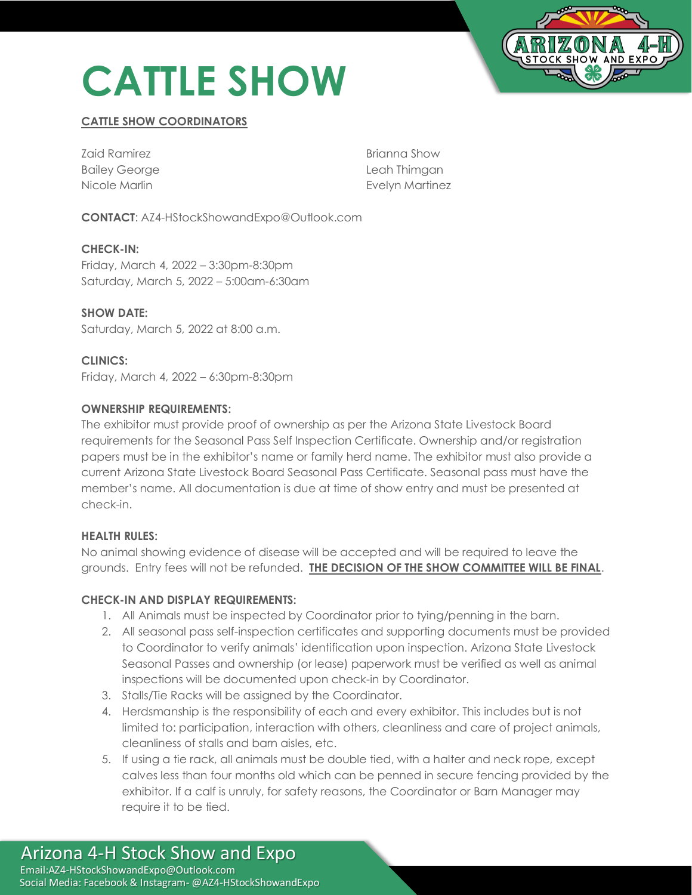# CATTLE SHOW

**CATTLE SHOW COORDINATORS**

Zaid Ramirez
Bailey George
Nicole Marlin
Brianna Show
Leah Thimgan
Evelyn Martinez

**CONTACT**: AZ4-HStockShowandExpo@Outlook.com

**CHECK-IN:**
Friday, March 4, 2022 – 3:30pm-8:30pm
Saturday, March 5, 2022 – 5:00am-6:30am

**SHOW DATE:**
Saturday, March 5, 2022 at 8:00 a.m.

**CLINICS:**
Friday, March 4, 2022 – 6:30pm-8:30pm

**OWNERSHIP REQUIREMENTS:**
The exhibitor must provide proof of ownership as per the Arizona State Livestock Board requirements for the Seasonal Pass Self Inspection Certificate. Ownership and/or registration papers must be in the exhibitor's name or family herd name. The exhibitor must also provide a current Arizona State Livestock Board Seasonal Pass Certificate. Seasonal pass must have the member's name. All documentation is due at time of show entry and must be presented at check-in.

**HEALTH RULES:**
No animal showing evidence of disease will be accepted and will be required to leave the grounds. Entry fees will not be refunded. **THE DECISION OF THE SHOW COMMITTEE WILL BE FINAL**.

**CHECK-IN AND DISPLAY REQUIREMENTS:**

1. All Animals must be inspected by Coordinator prior to tying/penning in the barn.
2. All seasonal pass self-inspection certificates and supporting documents must be provided to Coordinator to verify animals' identification upon inspection. Arizona State Livestock Seasonal Passes and ownership (or lease) paperwork must be verified as well as animal inspections will be documented upon check-in by Coordinator.
3. Stalls/Tie Racks will be assigned by the Coordinator.
4. Herdsmanship is the responsibility of each and every exhibitor. This includes but is not limited to: participation, interaction with others, cleanliness and care of project animals, cleanliness of stalls and barn aisles, etc.
5. If using a tie rack, all animals must be double tied, with a halter and neck rope, except calves less than four months old which can be penned in secure fencing provided by the exhibitor. If a calf is unruly, for safety reasons, the Coordinator or Barn Manager may require it to be tied.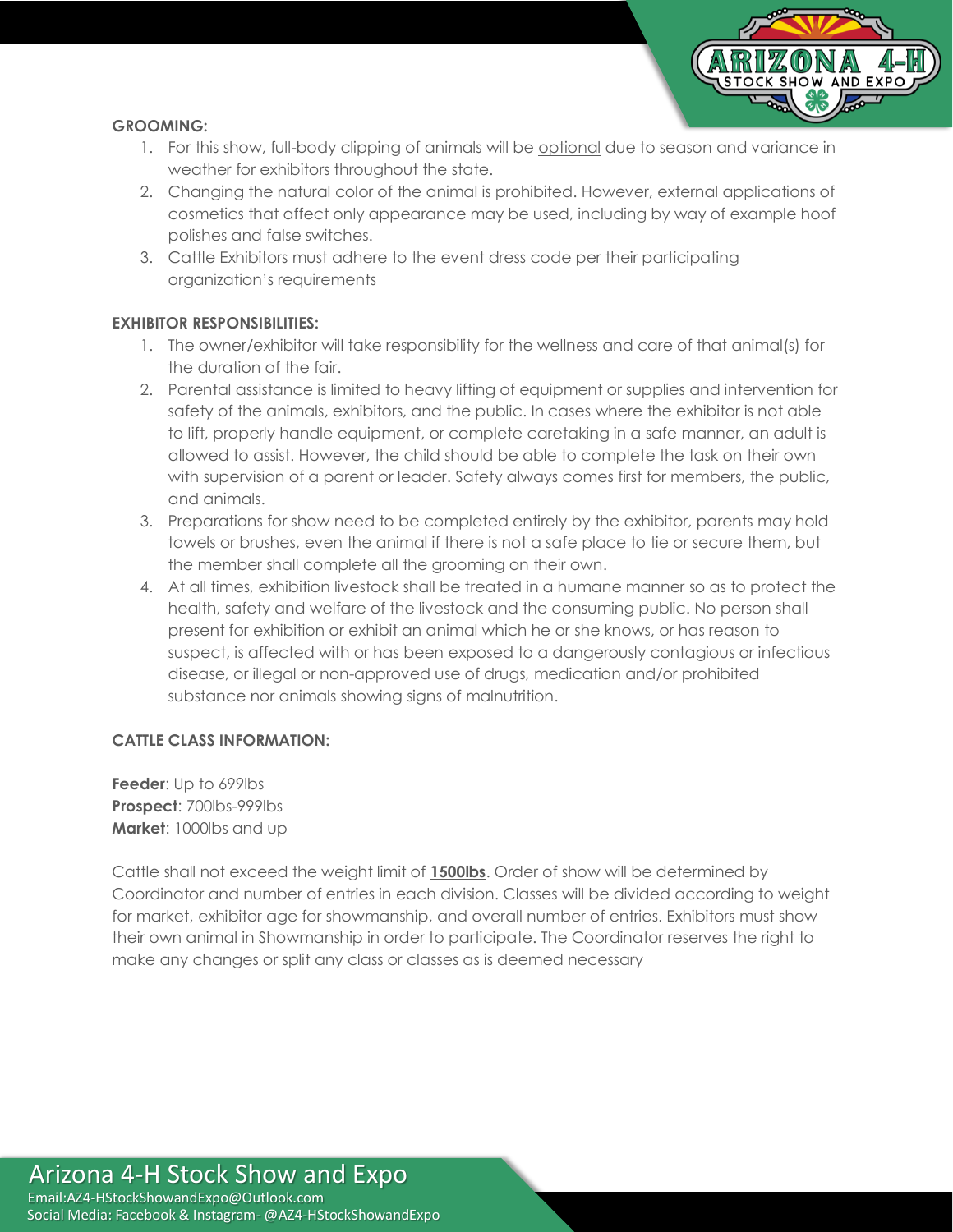**GROOMING:**

1. For this show, full-body clipping of animals will be <u>optional</u> due to season and variance in weather for exhibitors throughout the state.
2. Changing the natural color of the animal is prohibited. However, external applications of cosmetics that affect only appearance may be used, including by way of example hoof polishes and false switches.
3. Cattle Exhibitors must adhere to the event dress code per their participating organization's requirements

**EXHIBITOR RESPONSIBILITIES:**

1. The owner/exhibitor will take responsibility for the wellness and care of that animal(s) for the duration of the fair.
2. Parental assistance is limited to heavy lifting of equipment or supplies and intervention for safety of the animals, exhibitors, and the public. In cases where the exhibitor is not able to lift, properly handle equipment, or complete caretaking in a safe manner, an adult is allowed to assist. However, the child should be able to complete the task on their own with supervision of a parent or leader. Safety always comes first for members, the public, and animals.
3. Preparations for show need to be completed entirely by the exhibitor, parents may hold towels or brushes, even the animal if there is not a safe place to tie or secure them, but the member shall complete all the grooming on their own.
4. At all times, exhibition livestock shall be treated in a humane manner so as to protect the health, safety and welfare of the livestock and the consuming public. No person shall present for exhibition or exhibit an animal which he or she knows, or has reason to suspect, is affected with or has been exposed to a dangerously contagious or infectious disease, or illegal or non-approved use of drugs, medication and/or prohibited substance nor animals showing signs of malnutrition.

**CATTLE CLASS INFORMATION:**

**Feeder**: Up to 699lbs
**Prospect**: 700lbs-999lbs
**Market**: 1000lbs and up

Cattle shall not exceed the weight limit of **<u>1500lbs</u>**. Order of show will be determined by Coordinator and number of entries in each division. Classes will be divided according to weight for market, exhibitor age for showmanship, and overall number of entries. Exhibitors must show their own animal in Showmanship in order to participate. The Coordinator reserves the right to make any changes or split any class or classes as is deemed necessary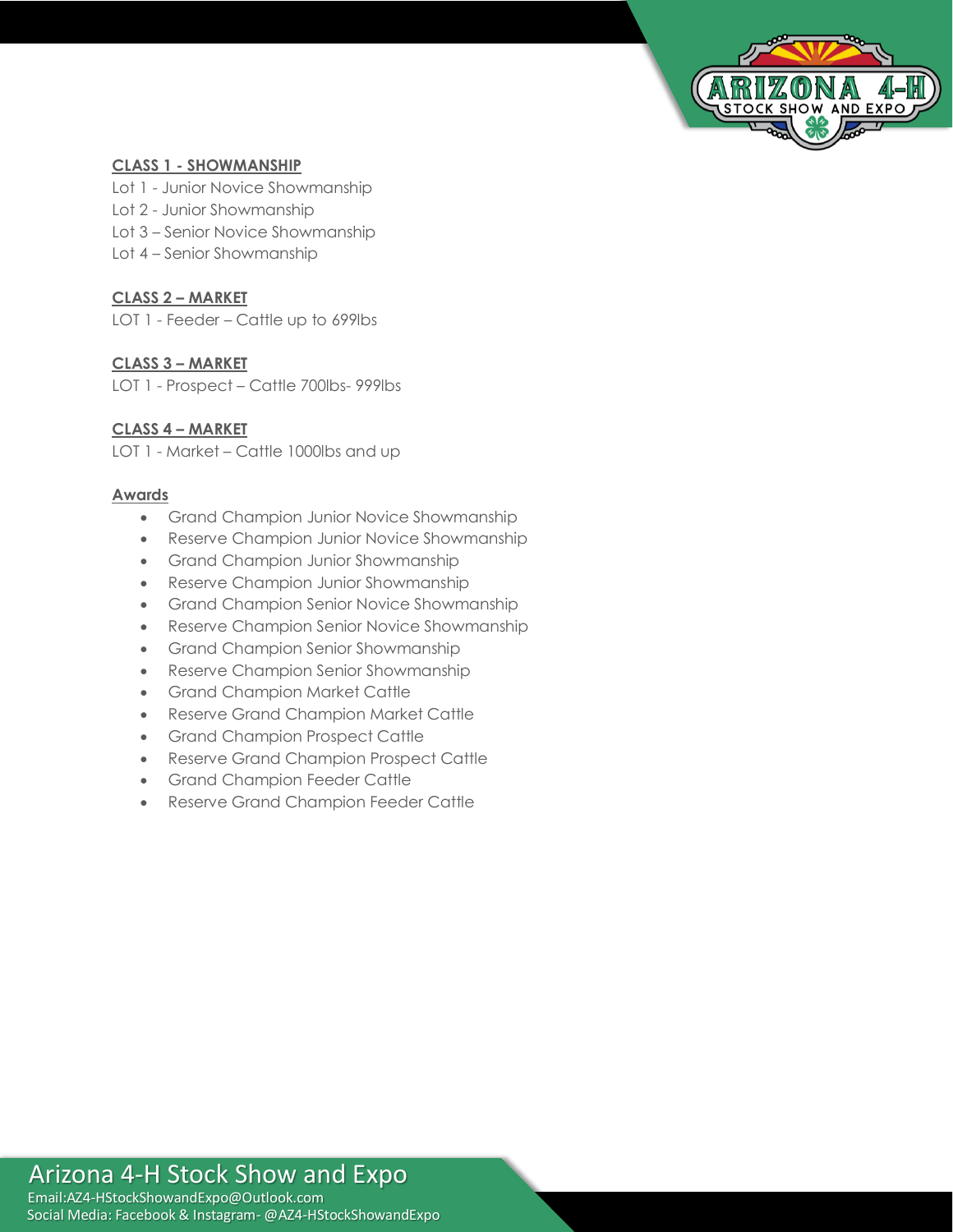## CLASS 1 - SHOWMANSHIP

Lot 1 - Junior Novice Showmanship
Lot 2 - Junior Showmanship
Lot 3 – Senior Novice Showmanship
Lot 4 – Senior Showmanship

## CLASS 2 – MARKET

LOT 1 - Feeder – Cattle up to 699lbs

## CLASS 3 – MARKET

LOT 1 - Prospect – Cattle 700lbs- 999lbs

## CLASS 4 – MARKET

LOT 1 - Market – Cattle 1000lbs and up

## Awards

- Grand Champion Junior Novice Showmanship
- Reserve Champion Junior Novice Showmanship
- Grand Champion Junior Showmanship
- Reserve Champion Junior Showmanship
- Grand Champion Senior Novice Showmanship
- Reserve Champion Senior Novice Showmanship
- Grand Champion Senior Showmanship
- Reserve Champion Senior Showmanship
- Grand Champion Market Cattle
- Reserve Grand Champion Market Cattle
- Grand Champion Prospect Cattle
- Reserve Grand Champion Prospect Cattle
- Grand Champion Feeder Cattle
- Reserve Grand Champion Feeder Cattle